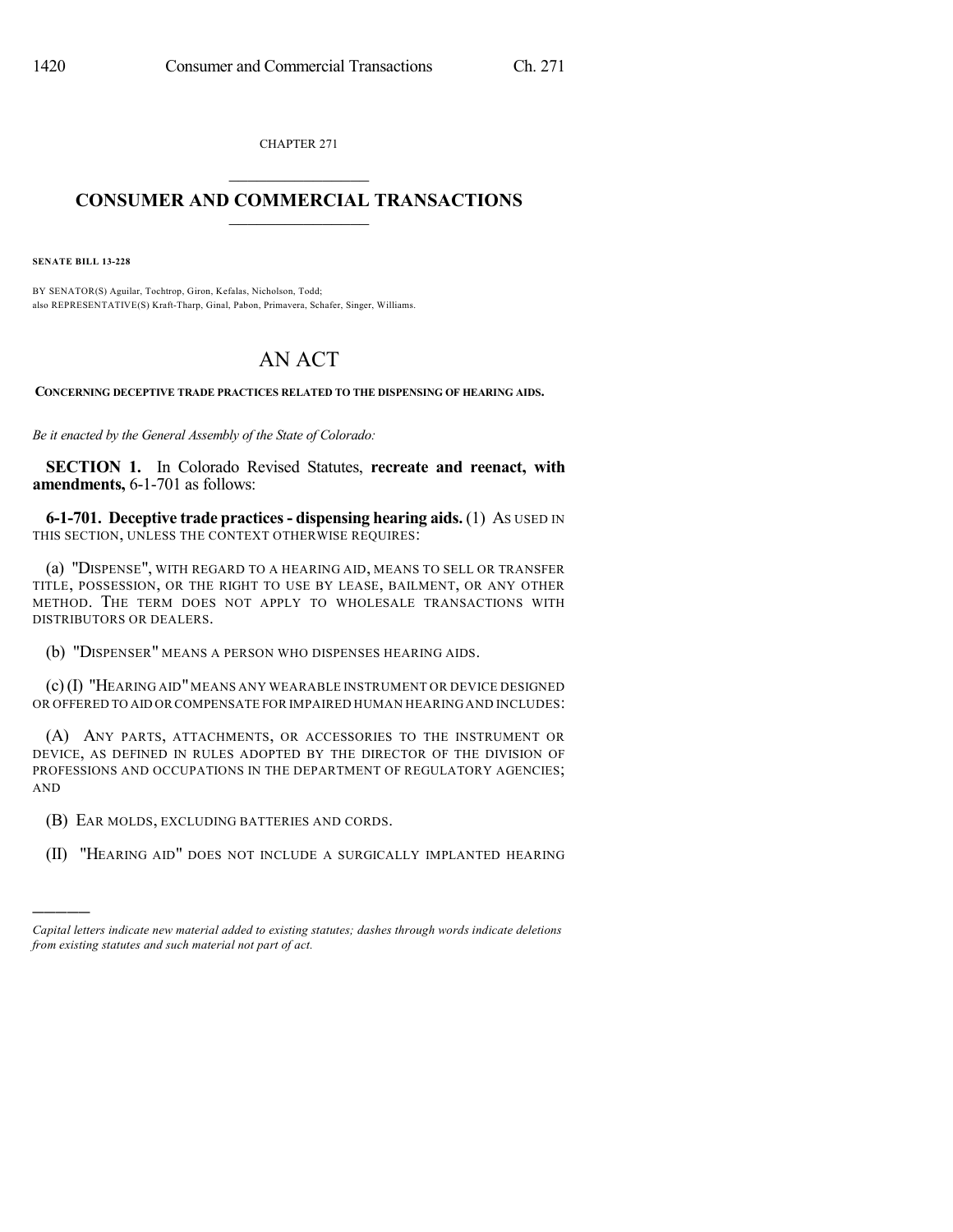CHAPTER 271

## CONSUMER AND COMMERCIAL TRANSACTIONS

**SENATE BILL 13-228**

BY SENATOR(S) Aguilar, Tochtrop, Giron, Kefalas, Nicholson, Todd;
also REPRESENTATIVE(S) Kraft-Tharp, Ginal, Pabon, Primavera, Schafer, Singer, Williams.

# AN ACT

**CONCERNING DECEPTIVE TRADE PRACTICES RELATED TO THE DISPENSING OF HEARING AIDS.**

*Be it enacted by the General Assembly of the State of Colorado:*

**SECTION 1.** In Colorado Revised Statutes, **recreate and reenact, with amendments,** 6-1-701 as follows:

**6-1-701. Deceptive trade practices - dispensing hearing aids.** (1) AS USED IN THIS SECTION, UNLESS THE CONTEXT OTHERWISE REQUIRES:

(a) "DISPENSE", WITH REGARD TO A HEARING AID, MEANS TO SELL OR TRANSFER TITLE, POSSESSION, OR THE RIGHT TO USE BY LEASE, BAILMENT, OR ANY OTHER METHOD. THE TERM DOES NOT APPLY TO WHOLESALE TRANSACTIONS WITH DISTRIBUTORS OR DEALERS.

(b) "DISPENSER" MEANS A PERSON WHO DISPENSES HEARING AIDS.

(c) (I) "HEARING AID" MEANS ANY WEARABLE INSTRUMENT OR DEVICE DESIGNED OR OFFERED TO AID OR COMPENSATE FOR IMPAIRED HUMAN HEARING AND INCLUDES:

(A) ANY PARTS, ATTACHMENTS, OR ACCESSORIES TO THE INSTRUMENT OR DEVICE, AS DEFINED IN RULES ADOPTED BY THE DIRECTOR OF THE DIVISION OF PROFESSIONS AND OCCUPATIONS IN THE DEPARTMENT OF REGULATORY AGENCIES; AND

(B) EAR MOLDS, EXCLUDING BATTERIES AND CORDS.

(II) "HEARING AID" DOES NOT INCLUDE A SURGICALLY IMPLANTED HEARING

---

*Capital letters indicate new material added to existing statutes; dashes through words indicate deletions from existing statutes and such material not part of act.*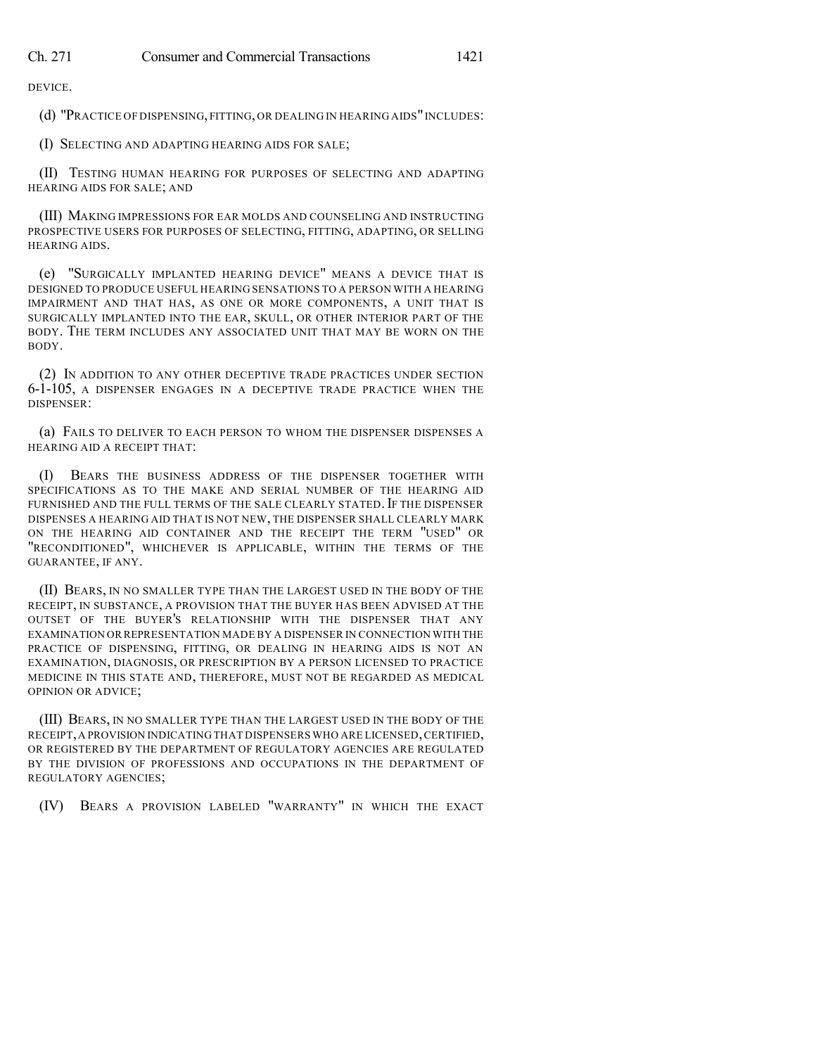DEVICE.

(d) "PRACTICE OF DISPENSING, FITTING, OR DEALING IN HEARING AIDS" INCLUDES:

(I) SELECTING AND ADAPTING HEARING AIDS FOR SALE;

(II) TESTING HUMAN HEARING FOR PURPOSES OF SELECTING AND ADAPTING HEARING AIDS FOR SALE; AND

(III) MAKING IMPRESSIONS FOR EAR MOLDS AND COUNSELING AND INSTRUCTING PROSPECTIVE USERS FOR PURPOSES OF SELECTING, FITTING, ADAPTING, OR SELLING HEARING AIDS.

(e) "SURGICALLY IMPLANTED HEARING DEVICE" MEANS A DEVICE THAT IS DESIGNED TO PRODUCE USEFUL HEARING SENSATIONS TO A PERSON WITH A HEARING IMPAIRMENT AND THAT HAS, AS ONE OR MORE COMPONENTS, A UNIT THAT IS SURGICALLY IMPLANTED INTO THE EAR, SKULL, OR OTHER INTERIOR PART OF THE BODY. THE TERM INCLUDES ANY ASSOCIATED UNIT THAT MAY BE WORN ON THE BODY.

(2) IN ADDITION TO ANY OTHER DECEPTIVE TRADE PRACTICES UNDER SECTION 6-1-105, A DISPENSER ENGAGES IN A DECEPTIVE TRADE PRACTICE WHEN THE DISPENSER:

(a) FAILS TO DELIVER TO EACH PERSON TO WHOM THE DISPENSER DISPENSES A HEARING AID A RECEIPT THAT:

(I) BEARS THE BUSINESS ADDRESS OF THE DISPENSER TOGETHER WITH SPECIFICATIONS AS TO THE MAKE AND SERIAL NUMBER OF THE HEARING AID FURNISHED AND THE FULL TERMS OF THE SALE CLEARLY STATED. IF THE DISPENSER DISPENSES A HEARING AID THAT IS NOT NEW, THE DISPENSER SHALL CLEARLY MARK ON THE HEARING AID CONTAINER AND THE RECEIPT THE TERM "USED" OR "RECONDITIONED", WHICHEVER IS APPLICABLE, WITHIN THE TERMS OF THE GUARANTEE, IF ANY.

(II) BEARS, IN NO SMALLER TYPE THAN THE LARGEST USED IN THE BODY OF THE RECEIPT, IN SUBSTANCE, A PROVISION THAT THE BUYER HAS BEEN ADVISED AT THE OUTSET OF THE BUYER'S RELATIONSHIP WITH THE DISPENSER THAT ANY EXAMINATION OR REPRESENTATION MADE BY A DISPENSER IN CONNECTION WITH THE PRACTICE OF DISPENSING, FITTING, OR DEALING IN HEARING AIDS IS NOT AN EXAMINATION, DIAGNOSIS, OR PRESCRIPTION BY A PERSON LICENSED TO PRACTICE MEDICINE IN THIS STATE AND, THEREFORE, MUST NOT BE REGARDED AS MEDICAL OPINION OR ADVICE;

(III) BEARS, IN NO SMALLER TYPE THAN THE LARGEST USED IN THE BODY OF THE RECEIPT, A PROVISION INDICATING THAT DISPENSERS WHO ARE LICENSED, CERTIFIED, OR REGISTERED BY THE DEPARTMENT OF REGULATORY AGENCIES ARE REGULATED BY THE DIVISION OF PROFESSIONS AND OCCUPATIONS IN THE DEPARTMENT OF REGULATORY AGENCIES;

(IV) BEARS A PROVISION LABELED "WARRANTY" IN WHICH THE EXACT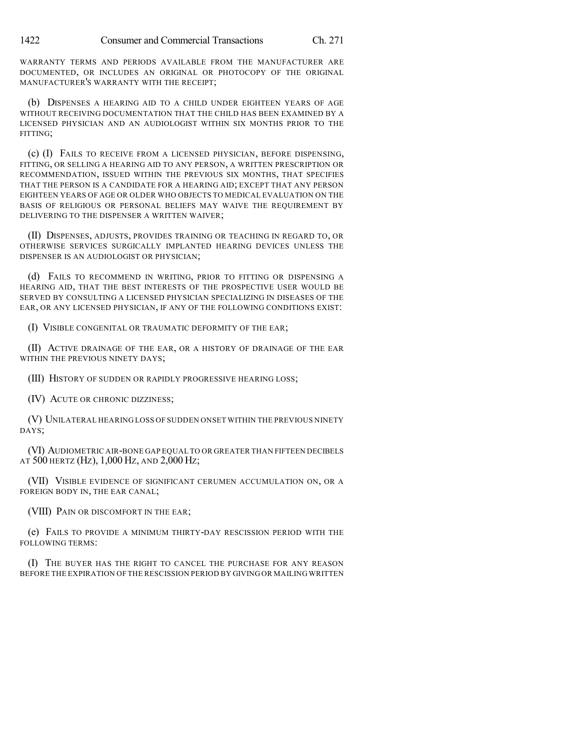WARRANTY TERMS AND PERIODS AVAILABLE FROM THE MANUFACTURER ARE DOCUMENTED, OR INCLUDES AN ORIGINAL OR PHOTOCOPY OF THE ORIGINAL MANUFACTURER'S WARRANTY WITH THE RECEIPT;

(b) DISPENSES A HEARING AID TO A CHILD UNDER EIGHTEEN YEARS OF AGE WITHOUT RECEIVING DOCUMENTATION THAT THE CHILD HAS BEEN EXAMINED BY A LICENSED PHYSICIAN AND AN AUDIOLOGIST WITHIN SIX MONTHS PRIOR TO THE FITTING;

(c) (I) FAILS TO RECEIVE FROM A LICENSED PHYSICIAN, BEFORE DISPENSING, FITTING, OR SELLING A HEARING AID TO ANY PERSON, A WRITTEN PRESCRIPTION OR RECOMMENDATION, ISSUED WITHIN THE PREVIOUS SIX MONTHS, THAT SPECIFIES THAT THE PERSON IS A CANDIDATE FOR A HEARING AID; EXCEPT THAT ANY PERSON EIGHTEEN YEARS OF AGE OR OLDER WHO OBJECTS TO MEDICAL EVALUATION ON THE BASIS OF RELIGIOUS OR PERSONAL BELIEFS MAY WAIVE THE REQUIREMENT BY DELIVERING TO THE DISPENSER A WRITTEN WAIVER;

(II) DISPENSES, ADJUSTS, PROVIDES TRAINING OR TEACHING IN REGARD TO, OR OTHERWISE SERVICES SURGICALLY IMPLANTED HEARING DEVICES UNLESS THE DISPENSER IS AN AUDIOLOGIST OR PHYSICIAN;

(d) FAILS TO RECOMMEND IN WRITING, PRIOR TO FITTING OR DISPENSING A HEARING AID, THAT THE BEST INTERESTS OF THE PROSPECTIVE USER WOULD BE SERVED BY CONSULTING A LICENSED PHYSICIAN SPECIALIZING IN DISEASES OF THE EAR, OR ANY LICENSED PHYSICIAN, IF ANY OF THE FOLLOWING CONDITIONS EXIST:

(I) VISIBLE CONGENITAL OR TRAUMATIC DEFORMITY OF THE EAR;

(II) ACTIVE DRAINAGE OF THE EAR, OR A HISTORY OF DRAINAGE OF THE EAR WITHIN THE PREVIOUS NINETY DAYS;

(III) HISTORY OF SUDDEN OR RAPIDLY PROGRESSIVE HEARING LOSS;

(IV) ACUTE OR CHRONIC DIZZINESS;

(V) UNILATERAL HEARING LOSS OF SUDDEN ONSET WITHIN THE PREVIOUS NINETY DAYS;

(VI) AUDIOMETRIC AIR-BONE GAP EQUAL TO OR GREATER THAN FIFTEEN DECIBELS AT 500 HERTZ (HZ), 1,000 HZ, AND 2,000 HZ;

(VII) VISIBLE EVIDENCE OF SIGNIFICANT CERUMEN ACCUMULATION ON, OR A FOREIGN BODY IN, THE EAR CANAL;

(VIII) PAIN OR DISCOMFORT IN THE EAR;

(e) FAILS TO PROVIDE A MINIMUM THIRTY-DAY RESCISSION PERIOD WITH THE FOLLOWING TERMS:

(I) THE BUYER HAS THE RIGHT TO CANCEL THE PURCHASE FOR ANY REASON BEFORE THE EXPIRATION OF THE RESCISSION PERIOD BY GIVING OR MAILING WRITTEN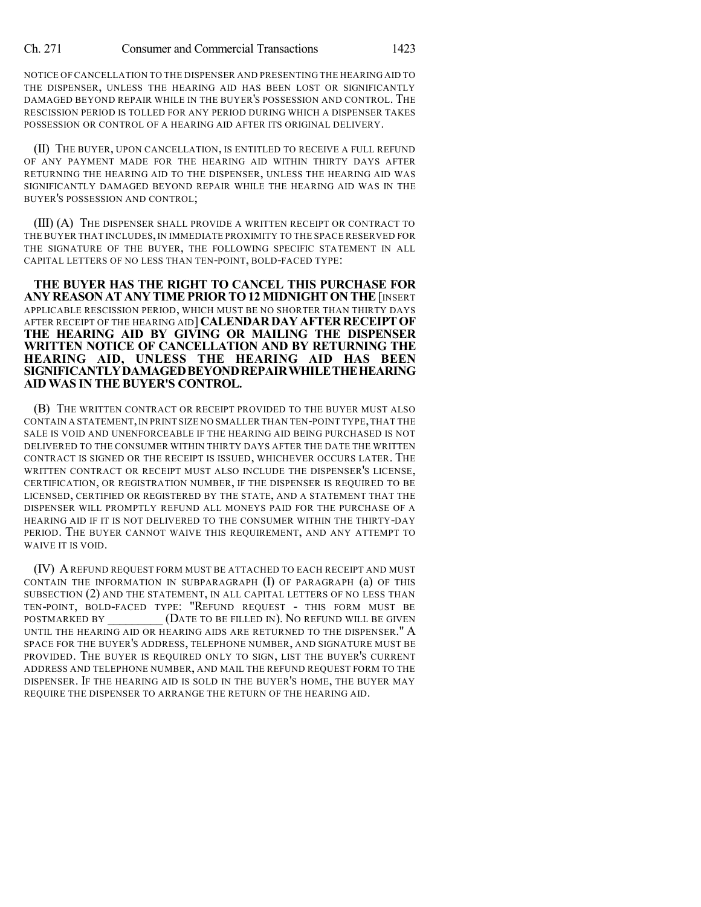NOTICE OF CANCELLATION TO THE DISPENSER AND PRESENTING THE HEARING AID TO THE DISPENSER, UNLESS THE HEARING AID HAS BEEN LOST OR SIGNIFICANTLY DAMAGED BEYOND REPAIR WHILE IN THE BUYER'S POSSESSION AND CONTROL. THE RESCISSION PERIOD IS TOLLED FOR ANY PERIOD DURING WHICH A DISPENSER TAKES POSSESSION OR CONTROL OF A HEARING AID AFTER ITS ORIGINAL DELIVERY.

(II) THE BUYER, UPON CANCELLATION, IS ENTITLED TO RECEIVE A FULL REFUND OF ANY PAYMENT MADE FOR THE HEARING AID WITHIN THIRTY DAYS AFTER RETURNING THE HEARING AID TO THE DISPENSER, UNLESS THE HEARING AID WAS SIGNIFICANTLY DAMAGED BEYOND REPAIR WHILE THE HEARING AID WAS IN THE BUYER'S POSSESSION AND CONTROL;

(III) (A) THE DISPENSER SHALL PROVIDE A WRITTEN RECEIPT OR CONTRACT TO THE BUYER THAT INCLUDES, IN IMMEDIATE PROXIMITY TO THE SPACE RESERVED FOR THE SIGNATURE OF THE BUYER, THE FOLLOWING SPECIFIC STATEMENT IN ALL CAPITAL LETTERS OF NO LESS THAN TEN-POINT, BOLD-FACED TYPE:

**THE BUYER HAS THE RIGHT TO CANCEL THIS PURCHASE FOR ANY REASON AT ANY TIME PRIOR TO 12 MIDNIGHT ON THE** [INSERT APPLICABLE RESCISSION PERIOD, WHICH MUST BE NO SHORTER THAN THIRTY DAYS AFTER RECEIPT OF THE HEARING AID] **CALENDAR DAY AFTER RECEIPT OF THE HEARING AID BY GIVING OR MAILING THE DISPENSER WRITTEN NOTICE OF CANCELLATION AND BY RETURNING THE HEARING AID, UNLESS THE HEARING AID HAS BEEN SIGNIFICANTLY DAMAGED BEYOND REPAIR WHILE THE HEARING AID WAS IN THE BUYER'S CONTROL.**

(B) THE WRITTEN CONTRACT OR RECEIPT PROVIDED TO THE BUYER MUST ALSO CONTAIN A STATEMENT, IN PRINT SIZE NO SMALLER THAN TEN-POINT TYPE, THAT THE SALE IS VOID AND UNENFORCEABLE IF THE HEARING AID BEING PURCHASED IS NOT DELIVERED TO THE CONSUMER WITHIN THIRTY DAYS AFTER THE DATE THE WRITTEN CONTRACT IS SIGNED OR THE RECEIPT IS ISSUED, WHICHEVER OCCURS LATER. THE WRITTEN CONTRACT OR RECEIPT MUST ALSO INCLUDE THE DISPENSER'S LICENSE, CERTIFICATION, OR REGISTRATION NUMBER, IF THE DISPENSER IS REQUIRED TO BE LICENSED, CERTIFIED OR REGISTERED BY THE STATE, AND A STATEMENT THAT THE DISPENSER WILL PROMPTLY REFUND ALL MONEYS PAID FOR THE PURCHASE OF A HEARING AID IF IT IS NOT DELIVERED TO THE CONSUMER WITHIN THE THIRTY-DAY PERIOD. THE BUYER CANNOT WAIVE THIS REQUIREMENT, AND ANY ATTEMPT TO WAIVE IT IS VOID.

(IV) A REFUND REQUEST FORM MUST BE ATTACHED TO EACH RECEIPT AND MUST CONTAIN THE INFORMATION IN SUBPARAGRAPH (I) OF PARAGRAPH (a) OF THIS SUBSECTION (2) AND THE STATEMENT, IN ALL CAPITAL LETTERS OF NO LESS THAN TEN-POINT, BOLD-FACED TYPE: "REFUND REQUEST - THIS FORM MUST BE POSTMARKED BY _________ (DATE TO BE FILLED IN). NO REFUND WILL BE GIVEN UNTIL THE HEARING AID OR HEARING AIDS ARE RETURNED TO THE DISPENSER." A SPACE FOR THE BUYER'S ADDRESS, TELEPHONE NUMBER, AND SIGNATURE MUST BE PROVIDED. THE BUYER IS REQUIRED ONLY TO SIGN, LIST THE BUYER'S CURRENT ADDRESS AND TELEPHONE NUMBER, AND MAIL THE REFUND REQUEST FORM TO THE DISPENSER. IF THE HEARING AID IS SOLD IN THE BUYER'S HOME, THE BUYER MAY REQUIRE THE DISPENSER TO ARRANGE THE RETURN OF THE HEARING AID.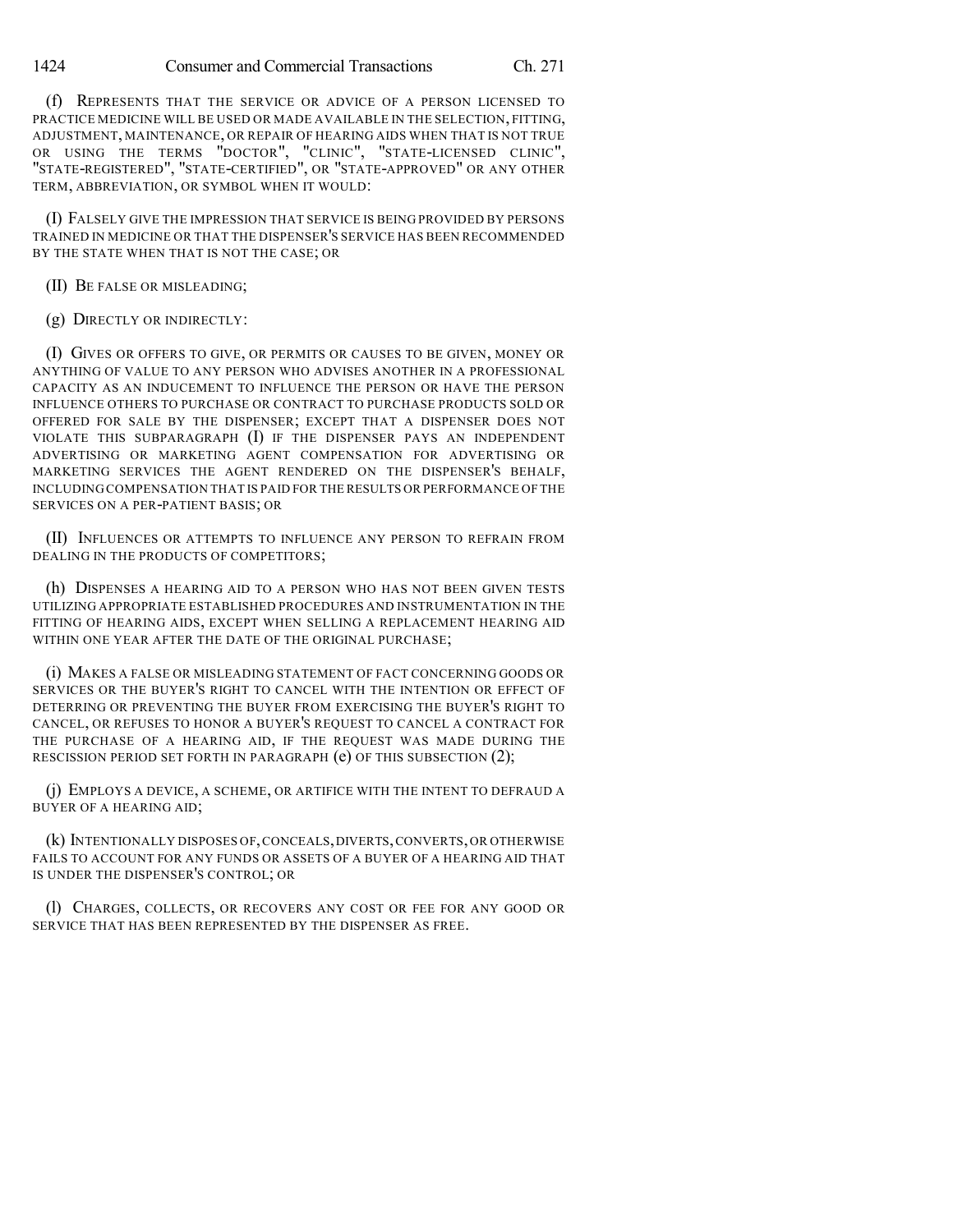(f) REPRESENTS THAT THE SERVICE OR ADVICE OF A PERSON LICENSED TO PRACTICE MEDICINE WILL BE USED OR MADE AVAILABLE IN THE SELECTION, FITTING, ADJUSTMENT, MAINTENANCE, OR REPAIR OF HEARING AIDS WHEN THAT IS NOT TRUE OR USING THE TERMS "DOCTOR", "CLINIC", "STATE-LICENSED CLINIC", "STATE-REGISTERED", "STATE-CERTIFIED", OR "STATE-APPROVED" OR ANY OTHER TERM, ABBREVIATION, OR SYMBOL WHEN IT WOULD:

(I) FALSELY GIVE THE IMPRESSION THAT SERVICE IS BEING PROVIDED BY PERSONS TRAINED IN MEDICINE OR THAT THE DISPENSER'S SERVICE HAS BEEN RECOMMENDED BY THE STATE WHEN THAT IS NOT THE CASE; OR

(II) BE FALSE OR MISLEADING;

(g) DIRECTLY OR INDIRECTLY:

(I) GIVES OR OFFERS TO GIVE, OR PERMITS OR CAUSES TO BE GIVEN, MONEY OR ANYTHING OF VALUE TO ANY PERSON WHO ADVISES ANOTHER IN A PROFESSIONAL CAPACITY AS AN INDUCEMENT TO INFLUENCE THE PERSON OR HAVE THE PERSON INFLUENCE OTHERS TO PURCHASE OR CONTRACT TO PURCHASE PRODUCTS SOLD OR OFFERED FOR SALE BY THE DISPENSER; EXCEPT THAT A DISPENSER DOES NOT VIOLATE THIS SUBPARAGRAPH (I) IF THE DISPENSER PAYS AN INDEPENDENT ADVERTISING OR MARKETING AGENT COMPENSATION FOR ADVERTISING OR MARKETING SERVICES THE AGENT RENDERED ON THE DISPENSER'S BEHALF, INCLUDING COMPENSATION THAT IS PAID FOR THE RESULTS OR PERFORMANCE OF THE SERVICES ON A PER-PATIENT BASIS; OR

(II) INFLUENCES OR ATTEMPTS TO INFLUENCE ANY PERSON TO REFRAIN FROM DEALING IN THE PRODUCTS OF COMPETITORS;

(h) DISPENSES A HEARING AID TO A PERSON WHO HAS NOT BEEN GIVEN TESTS UTILIZING APPROPRIATE ESTABLISHED PROCEDURES AND INSTRUMENTATION IN THE FITTING OF HEARING AIDS, EXCEPT WHEN SELLING A REPLACEMENT HEARING AID WITHIN ONE YEAR AFTER THE DATE OF THE ORIGINAL PURCHASE;

(i) MAKES A FALSE OR MISLEADING STATEMENT OF FACT CONCERNING GOODS OR SERVICES OR THE BUYER'S RIGHT TO CANCEL WITH THE INTENTION OR EFFECT OF DETERRING OR PREVENTING THE BUYER FROM EXERCISING THE BUYER'S RIGHT TO CANCEL, OR REFUSES TO HONOR A BUYER'S REQUEST TO CANCEL A CONTRACT FOR THE PURCHASE OF A HEARING AID, IF THE REQUEST WAS MADE DURING THE RESCISSION PERIOD SET FORTH IN PARAGRAPH (e) OF THIS SUBSECTION (2);

(j) EMPLOYS A DEVICE, A SCHEME, OR ARTIFICE WITH THE INTENT TO DEFRAUD A BUYER OF A HEARING AID;

(k) INTENTIONALLY DISPOSES OF, CONCEALS, DIVERTS, CONVERTS, OR OTHERWISE FAILS TO ACCOUNT FOR ANY FUNDS OR ASSETS OF A BUYER OF A HEARING AID THAT IS UNDER THE DISPENSER'S CONTROL; OR

(l) CHARGES, COLLECTS, OR RECOVERS ANY COST OR FEE FOR ANY GOOD OR SERVICE THAT HAS BEEN REPRESENTED BY THE DISPENSER AS FREE.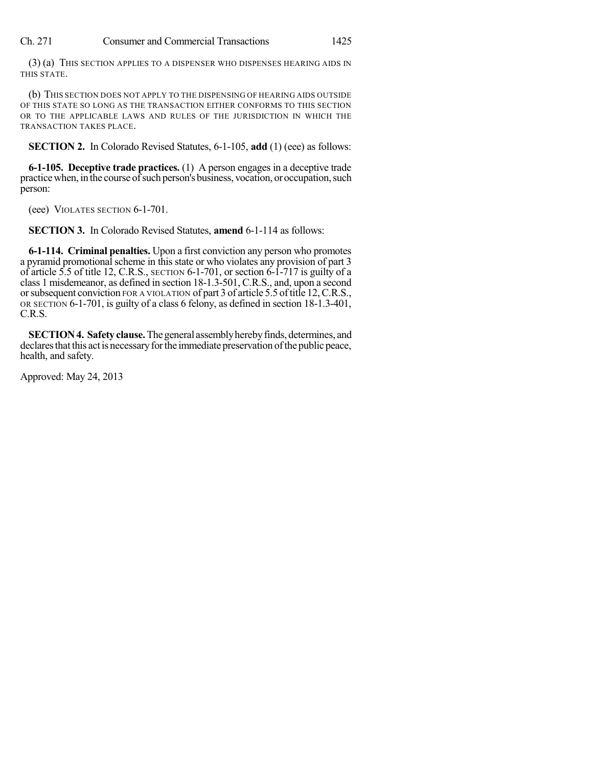(3) (a) THIS SECTION APPLIES TO A DISPENSER WHO DISPENSES HEARING AIDS IN THIS STATE.

(b) THIS SECTION DOES NOT APPLY TO THE DISPENSING OF HEARING AIDS OUTSIDE OF THIS STATE SO LONG AS THE TRANSACTION EITHER CONFORMS TO THIS SECTION OR TO THE APPLICABLE LAWS AND RULES OF THE JURISDICTION IN WHICH THE TRANSACTION TAKES PLACE.

**SECTION 2.** In Colorado Revised Statutes, 6-1-105, **add** (1) (eee) as follows:

**6-1-105. Deceptive trade practices.** (1) A person engages in a deceptive trade practice when, in the course of such person's business, vocation, or occupation, such person:

(eee) VIOLATES SECTION 6-1-701.

**SECTION 3.** In Colorado Revised Statutes, **amend** 6-1-114 as follows:

**6-1-114. Criminal penalties.** Upon a first conviction any person who promotes a pyramid promotional scheme in this state or who violates any provision of part 3 of article 5.5 of title 12, C.R.S., SECTION 6-1-701, or section 6-1-717 is guilty of a class 1 misdemeanor, as defined in section 18-1.3-501, C.R.S., and, upon a second or subsequent conviction FOR A VIOLATION of part 3 of article 5.5 of title 12, C.R.S., OR SECTION 6-1-701, is guilty of a class 6 felony, as defined in section 18-1.3-401, C.R.S.

**SECTION 4. Safety clause.** The general assembly hereby finds, determines, and declares that this act is necessary for the immediate preservation of the public peace, health, and safety.

Approved: May 24, 2013